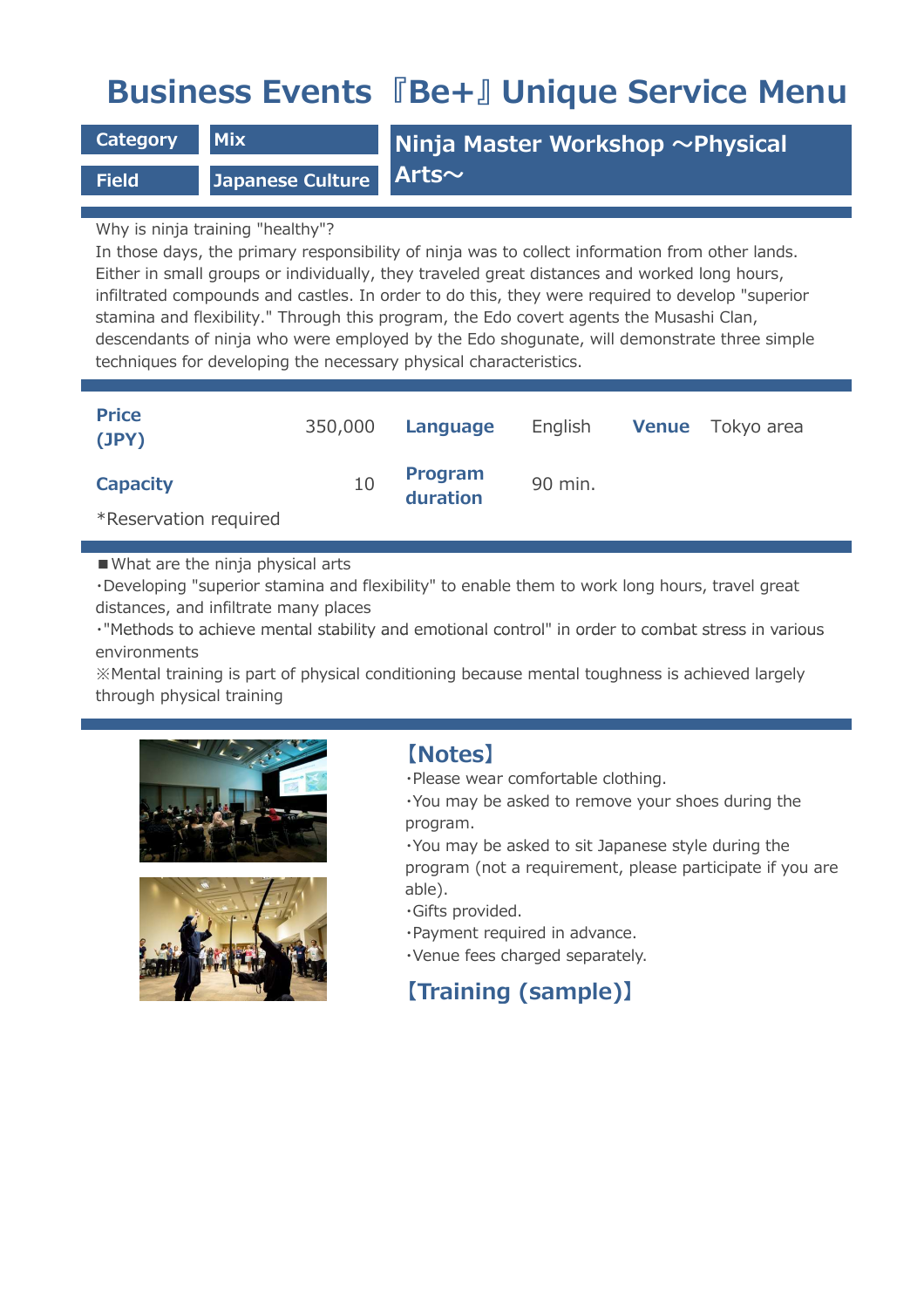# Business Events『Be+』Unique Service Menu

| | | |
|---|---|---|
| Category | Mix | Ninja Master Workshop ～Physical Arts～ |
| Field | Japanese Culture | |

Why is ninja training "healthy"?
In those days, the primary responsibility of ninja was to collect information from other lands. Either in small groups or individually, they traveled great distances and worked long hours, infiltrated compounds and castles. In order to do this, they were required to develop "superior stamina and flexibility." Through this program, the Edo covert agents the Musashi Clan, descendants of ninja who were employed by the Edo shogunate, will demonstrate three simple techniques for developing the necessary physical characteristics.

| | | | | | |
|---|---|---|---|---|---|
| Price (JPY) | 350,000 | Language | English | Venue | Tokyo area |
| Capacity | 10 | Program duration | 90 min. | | |

*Reservation required

■What are the ninja physical arts
・Developing "superior stamina and flexibility" to enable them to work long hours, travel great distances, and infiltrate many places
・"Methods to achieve mental stability and emotional control" in order to combat stress in various environments
※Mental training is part of physical conditioning because mental toughness is achieved largely through physical training

## 【Notes】

・Please wear comfortable clothing.
・You may be asked to remove your shoes during the program.
・You may be asked to sit Japanese style during the program (not a requirement, please participate if you are able).
・Gifts provided.
・Payment required in advance.
・Venue fees charged separately.

## 【Training (sample)】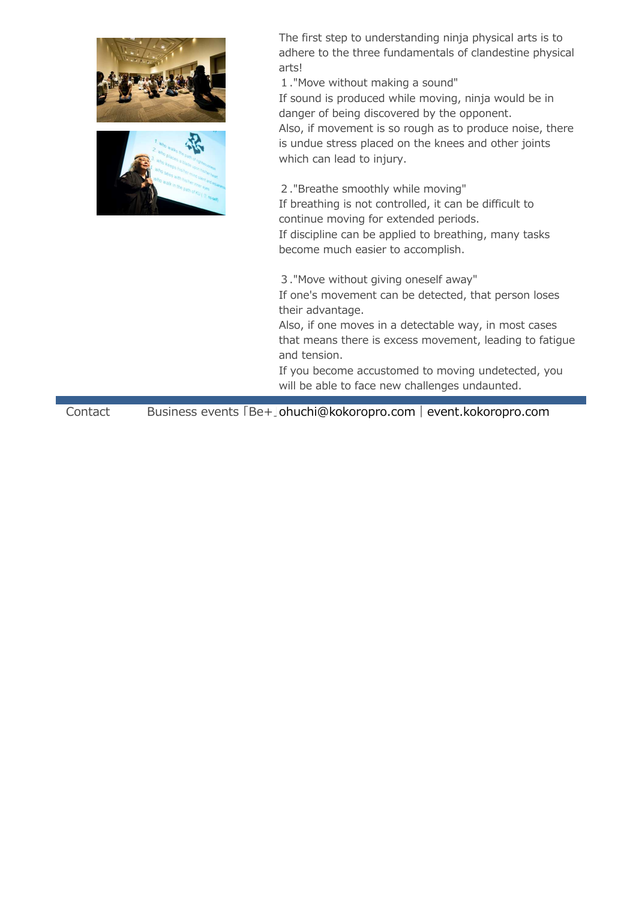The first step to understanding ninja physical arts is to adhere to the three fundamentals of clandestine physical arts!

１."Move without making a sound"
If sound is produced while moving, ninja would be in danger of being discovered by the opponent.
Also, if movement is so rough as to produce noise, there is undue stress placed on the knees and other joints which can lead to injury.

２."Breathe smoothly while moving"
If breathing is not controlled, it can be difficult to continue moving for extended periods.
If discipline can be applied to breathing, many tasks become much easier to accomplish.

３."Move without giving oneself away"
If one's movement can be detected, that person loses their advantage.
Also, if one moves in a detectable way, in most cases that means there is excess movement, leading to fatigue and tension.
If you become accustomed to moving undetected, you will be able to face new challenges undaunted.

Contact　　Business events「Be+」ohuchi@kokoropro.com | event.kokoropro.com